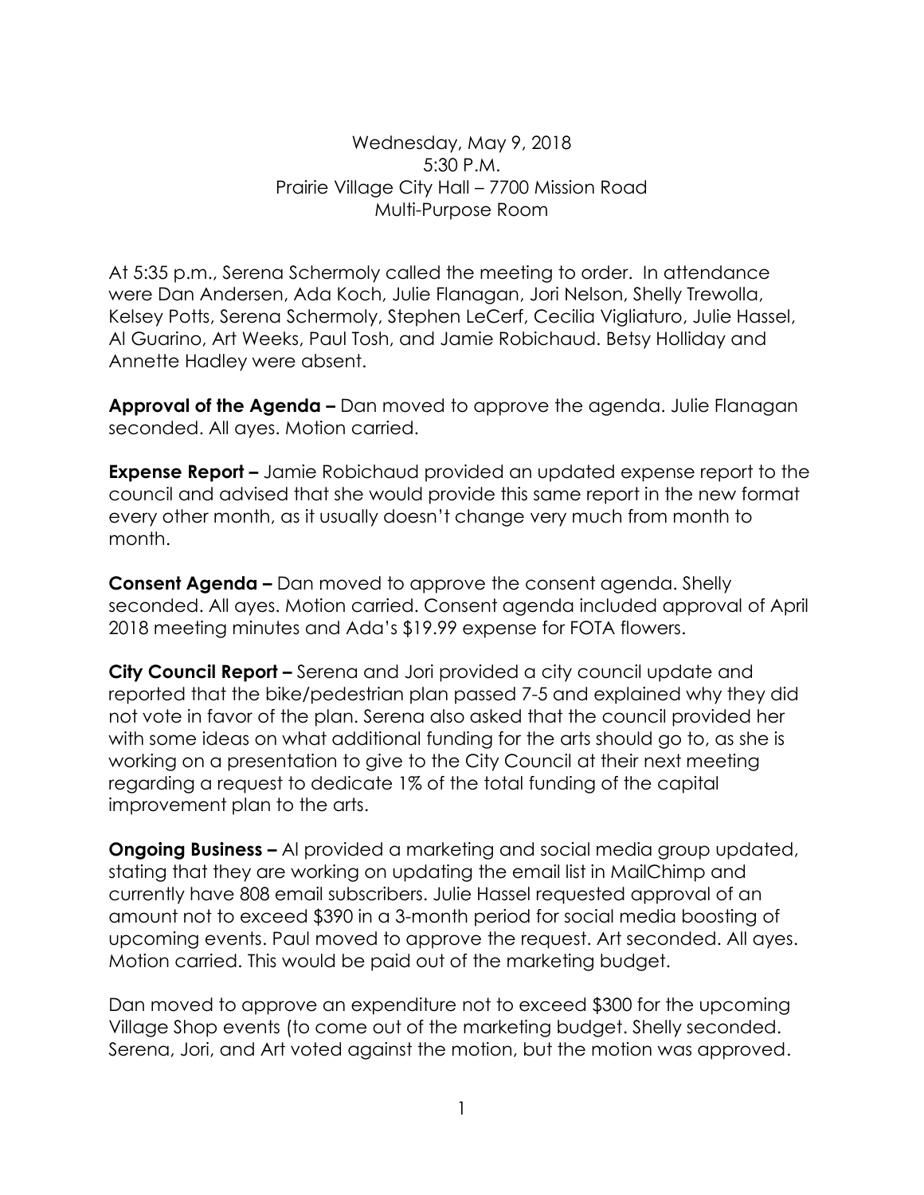Wednesday, May 9, 2018
5:30 P.M.
Prairie Village City Hall – 7700 Mission Road
Multi-Purpose Room

At 5:35 p.m., Serena Schermoly called the meeting to order. In attendance were Dan Andersen, Ada Koch, Julie Flanagan, Jori Nelson, Shelly Trewolla, Kelsey Potts, Serena Schermoly, Stephen LeCerf, Cecilia Vigliaturo, Julie Hassel, Al Guarino, Art Weeks, Paul Tosh, and Jamie Robichaud. Betsy Holliday and Annette Hadley were absent.

**Approval of the Agenda –** Dan moved to approve the agenda. Julie Flanagan seconded. All ayes. Motion carried.

**Expense Report –** Jamie Robichaud provided an updated expense report to the council and advised that she would provide this same report in the new format every other month, as it usually doesn't change very much from month to month.

**Consent Agenda –** Dan moved to approve the consent agenda. Shelly seconded. All ayes. Motion carried. Consent agenda included approval of April 2018 meeting minutes and Ada's $19.99 expense for FOTA flowers.

**City Council Report –** Serena and Jori provided a city council update and reported that the bike/pedestrian plan passed 7-5 and explained why they did not vote in favor of the plan. Serena also asked that the council provided her with some ideas on what additional funding for the arts should go to, as she is working on a presentation to give to the City Council at their next meeting regarding a request to dedicate 1% of the total funding of the capital improvement plan to the arts.

**Ongoing Business –** Al provided a marketing and social media group updated, stating that they are working on updating the email list in MailChimp and currently have 808 email subscribers. Julie Hassel requested approval of an amount not to exceed $390 in a 3-month period for social media boosting of upcoming events. Paul moved to approve the request. Art seconded. All ayes. Motion carried. This would be paid out of the marketing budget.

Dan moved to approve an expenditure not to exceed $300 for the upcoming Village Shop events (to come out of the marketing budget. Shelly seconded. Serena, Jori, and Art voted against the motion, but the motion was approved.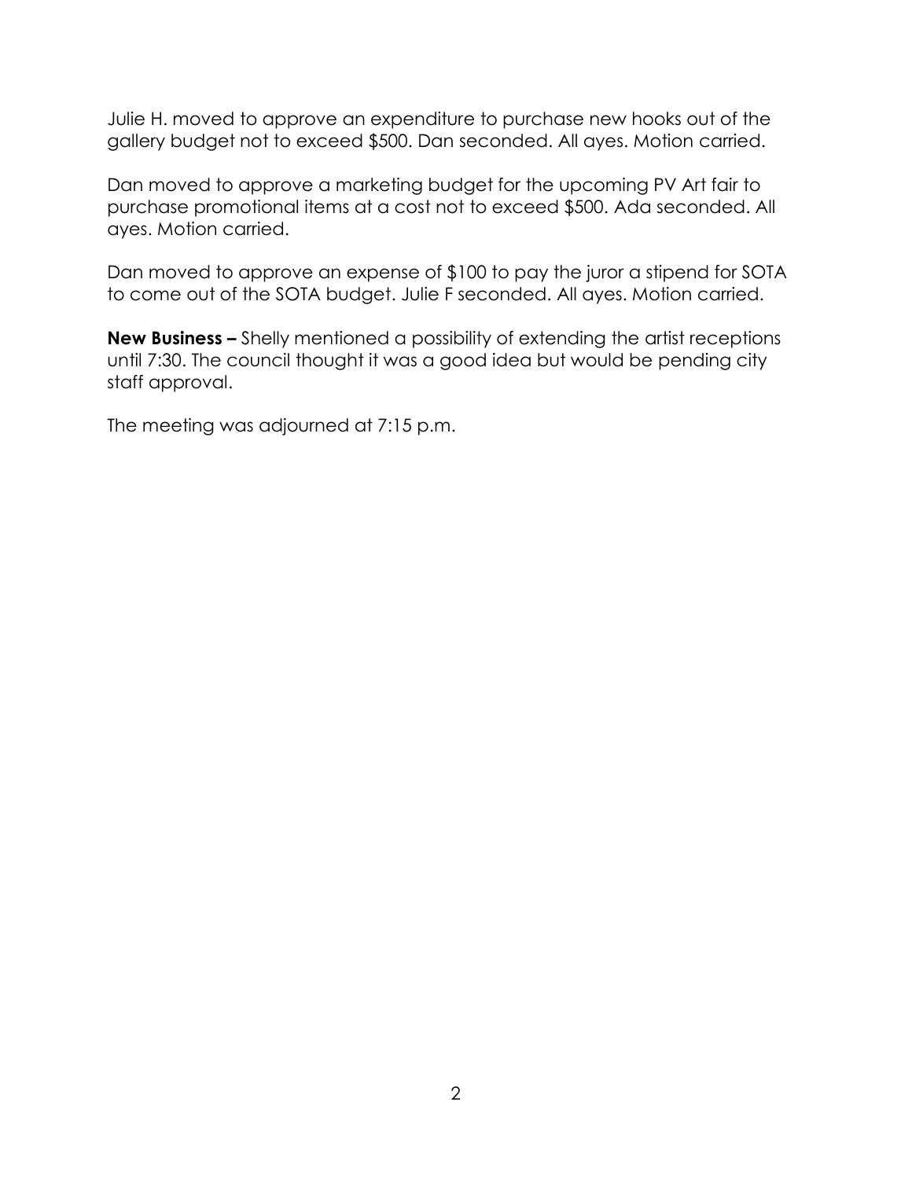Julie H. moved to approve an expenditure to purchase new hooks out of the gallery budget not to exceed $500. Dan seconded. All ayes. Motion carried.

Dan moved to approve a marketing budget for the upcoming PV Art fair to purchase promotional items at a cost not to exceed $500. Ada seconded. All ayes. Motion carried.

Dan moved to approve an expense of $100 to pay the juror a stipend for SOTA to come out of the SOTA budget. Julie F seconded. All ayes. Motion carried.

**New Business –** Shelly mentioned a possibility of extending the artist receptions until 7:30. The council thought it was a good idea but would be pending city staff approval.

The meeting was adjourned at 7:15 p.m.